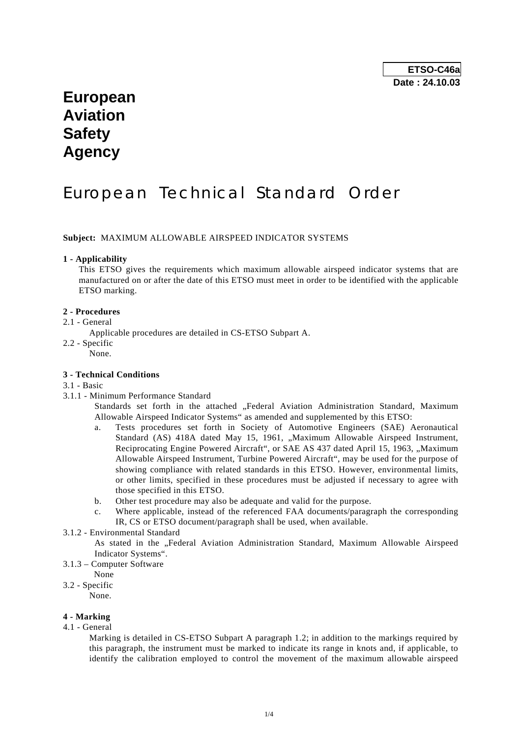**ETSO-C46a**
**Date : 24.10.03**

# European Aviation Safety Agency

# European Technical Standard Order

**Subject:** MAXIMUM ALLOWABLE AIRSPEED INDICATOR SYSTEMS

**1 - Applicability**

This ETSO gives the requirements which maximum allowable airspeed indicator systems that are manufactured on or after the date of this ETSO must meet in order to be identified with the applicable ETSO marking.

**2 - Procedures**

2.1 - General

Applicable procedures are detailed in CS-ETSO Subpart A.

2.2 - Specific

None.

**3 - Technical Conditions**

3.1 - Basic

3.1.1 - Minimum Performance Standard

Standards set forth in the attached „Federal Aviation Administration Standard, Maximum Allowable Airspeed Indicator Systems" as amended and supplemented by this ETSO:

a. Tests procedures set forth in Society of Automotive Engineers (SAE) Aeronautical Standard (AS) 418A dated May 15, 1961, „Maximum Allowable Airspeed Instrument, Reciprocating Engine Powered Aircraft", or SAE AS 437 dated April 15, 1963, „Maximum Allowable Airspeed Instrument, Turbine Powered Aircraft", may be used for the purpose of showing compliance with related standards in this ETSO. However, environmental limits, or other limits, specified in these procedures must be adjusted if necessary to agree with those specified in this ETSO.
b. Other test procedure may also be adequate and valid for the purpose.
c. Where applicable, instead of the referenced FAA documents/paragraph the corresponding IR, CS or ETSO document/paragraph shall be used, when available.

3.1.2 - Environmental Standard

As stated in the „Federal Aviation Administration Standard, Maximum Allowable Airspeed Indicator Systems".

3.1.3 – Computer Software

None

3.2 - Specific

None.

**4 - Marking**

4.1 - General

Marking is detailed in CS-ETSO Subpart A paragraph 1.2; in addition to the markings required by this paragraph, the instrument must be marked to indicate its range in knots and, if applicable, to identify the calibration employed to control the movement of the maximum allowable airspeed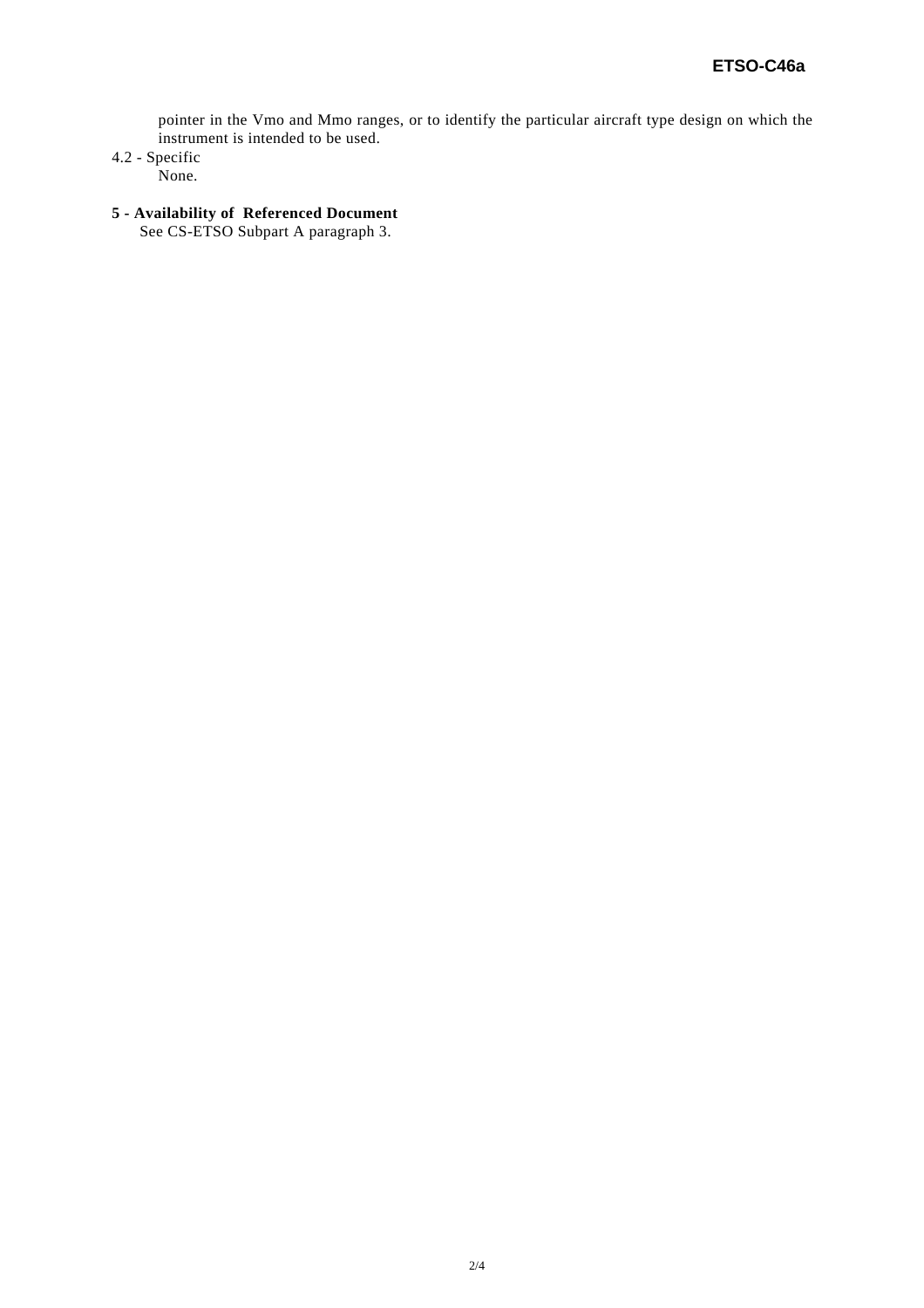pointer in the Vmo and Mmo ranges, or to identify the particular aircraft type design on which the instrument is intended to be used.

4.2 - Specific

None.

**5 - Availability of Referenced Document**

See CS-ETSO Subpart A paragraph 3.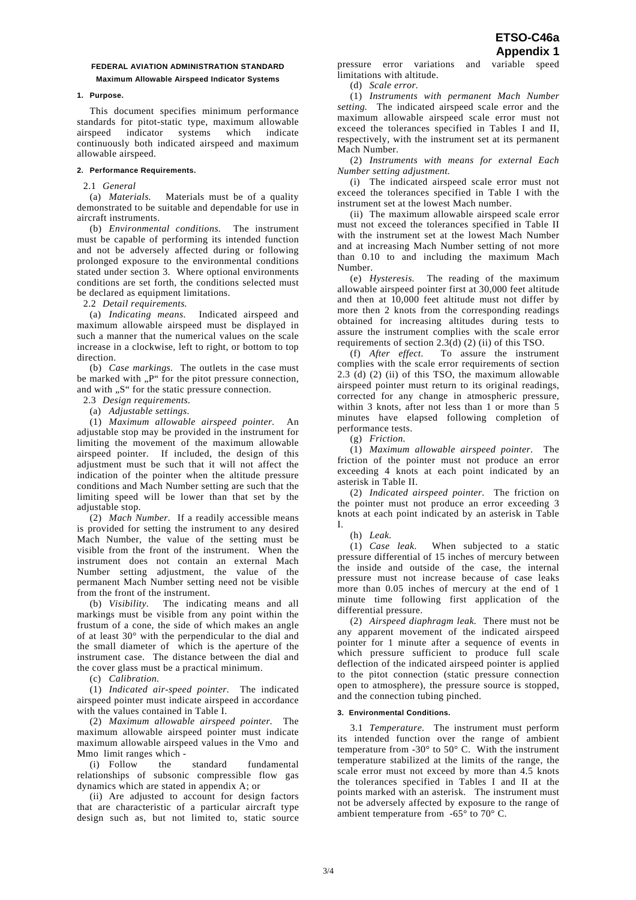# ETSO-C46a Appendix 1

**FEDERAL AVIATION ADMINISTRATION STANDARD**

**Maximum Allowable Airspeed Indicator Systems**

## 1. Purpose.

This document specifies minimum performance standards for pitot-static type, maximum allowable airspeed indicator systems which indicate continuously both indicated airspeed and maximum allowable airspeed.

## 2. Performance Requirements.

2.1 *General*

(a) *Materials.* Materials must be of a quality demonstrated to be suitable and dependable for use in aircraft instruments.

(b) *Environmental conditions.* The instrument must be capable of performing its intended function and not be adversely affected during or following prolonged exposure to the environmental conditions stated under section 3. Where optional environments conditions are set forth, the conditions selected must be declared as equipment limitations.

2.2 *Detail requirements.*

(a) *Indicating means.* Indicated airspeed and maximum allowable airspeed must be displayed in such a manner that the numerical values on the scale increase in a clockwise, left to right, or bottom to top direction.

(b) *Case markings.* The outlets in the case must be marked with „P" for the pitot pressure connection, and with „S" for the static pressure connection.

2.3 *Design requirements.*

(a) *Adjustable settings.*

(1) *Maximum allowable airspeed pointer.* An adjustable stop may be provided in the instrument for limiting the movement of the maximum allowable airspeed pointer. If included, the design of this adjustment must be such that it will not affect the indication of the pointer when the altitude pressure conditions and Mach Number setting are such that the limiting speed will be lower than that set by the adjustable stop.

(2) *Mach Number.* If a readily accessible means is provided for setting the instrument to any desired Mach Number, the value of the setting must be visible from the front of the instrument. When the instrument does not contain an external Mach Number setting adjustment, the value of the permanent Mach Number setting need not be visible from the front of the instrument.

(b) *Visibility.* The indicating means and all markings must be visible from any point within the frustum of a cone, the side of which makes an angle of at least 30° with the perpendicular to the dial and the small diameter of which is the aperture of the instrument case. The distance between the dial and the cover glass must be a practical minimum.

(c) *Calibration.*

(1) *Indicated air-speed pointer.* The indicated airspeed pointer must indicate airspeed in accordance with the values contained in Table I.

(2) *Maximum allowable airspeed pointer.* The maximum allowable airspeed pointer must indicate maximum allowable airspeed values in the Vmo and Mmo limit ranges which -

(i) Follow the standard fundamental relationships of subsonic compressible flow gas dynamics which are stated in appendix A; or

(ii) Are adjusted to account for design factors that are characteristic of a particular aircraft type design such as, but not limited to, static source pressure error variations and variable speed limitations with altitude.

(d) *Scale error.*

(1) *Instruments with permanent Mach Number setting.* The indicated airspeed scale error and the maximum allowable airspeed scale error must not exceed the tolerances specified in Tables I and II, respectively, with the instrument set at its permanent Mach Number.

(2) *Instruments with means for external Each Number setting adjustment.*

(i) The indicated airspeed scale error must not exceed the tolerances specified in Table I with the instrument set at the lowest Mach number.

(ii) The maximum allowable airspeed scale error must not exceed the tolerances specified in Table II with the instrument set at the lowest Mach Number and at increasing Mach Number setting of not more than 0.10 to and including the maximum Mach Number.

(e) *Hysteresis.* The reading of the maximum allowable airspeed pointer first at 30,000 feet altitude and then at 10,000 feet altitude must not differ by more then 2 knots from the corresponding readings obtained for increasing altitudes during tests to assure the instrument complies with the scale error requirements of section 2.3(d) (2) (ii) of this TSO.

(f) *After effect.* To assure the instrument complies with the scale error requirements of section 2.3 (d) (2) (ii) of this TSO, the maximum allowable airspeed pointer must return to its original readings, corrected for any change in atmospheric pressure, within 3 knots, after not less than 1 or more than 5 minutes have elapsed following completion of performance tests.

(g) *Friction.*

(1) *Maximum allowable airspeed pointer.* The friction of the pointer must not produce an error exceeding 4 knots at each point indicated by an asterisk in Table II.

(2) *Indicated airspeed pointer.* The friction on the pointer must not produce an error exceeding 3 knots at each point indicated by an asterisk in Table I.

(h) *Leak.*

(1) *Case leak.* When subjected to a static pressure differential of 15 inches of mercury between the inside and outside of the case, the internal pressure must not increase because of case leaks more than 0.05 inches of mercury at the end of 1 minute time following first application of the differential pressure.

(2) *Airspeed diaphragm leak.* There must not be any apparent movement of the indicated airspeed pointer for 1 minute after a sequence of events in which pressure sufficient to produce full scale deflection of the indicated airspeed pointer is applied to the pitot connection (static pressure connection open to atmosphere), the pressure source is stopped, and the connection tubing pinched.

## 3. Environmental Conditions.

3.1 *Temperature.* The instrument must perform its intended function over the range of ambient temperature from -30° to 50° C. With the instrument temperature stabilized at the limits of the range, the scale error must not exceed by more than 4.5 knots the tolerances specified in Tables I and II at the points marked with an asterisk. The instrument must not be adversely affected by exposure to the range of ambient temperature from -65° to 70° C.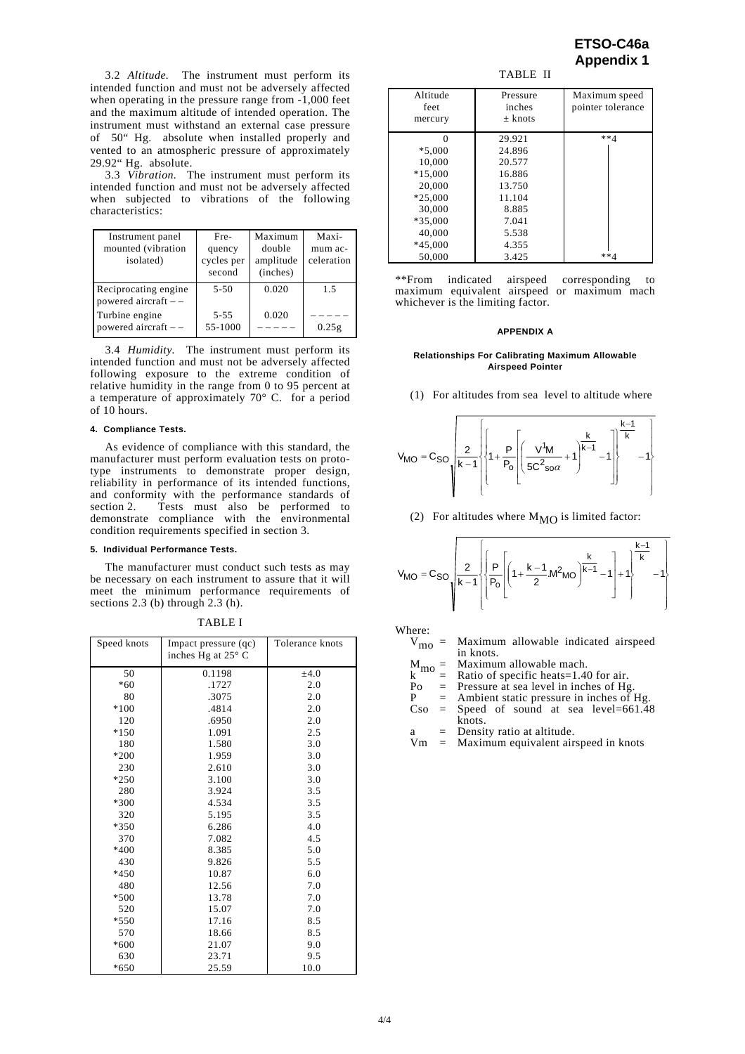3.2 *Altitude.* The instrument must perform its intended function and must not be adversely affected when operating in the pressure range from -1,000 feet and the maximum altitude of intended operation. The instrument must withstand an external case pressure of 50" Hg. absolute when installed properly and vented to an atmospheric pressure of approximately 29.92" Hg. absolute.

3.3 *Vibration.* The instrument must perform its intended function and must not be adversely affected when subjected to vibrations of the following characteristics:

| Instrument panel mounted (vibration isolated) | Frequency cycles per second | Maximum double amplitude (inches) | Maximum acceleration |
|---|---|---|---|
| Reciprocating engine powered aircraft – – | 5-50 | 0.020 | 1.5 |
| Turbine engine powered aircraft – – | 5-55<br>55-1000 | 0.020<br>– – – – – | – – – – –<br>0.25g |

3.4 *Humidity.* The instrument must perform its intended function and must not be adversely affected following exposure to the extreme condition of relative humidity in the range from 0 to 95 percent at a temperature of approximately 70° C. for a period of 10 hours.

#### 4. Compliance Tests.

As evidence of compliance with this standard, the manufacturer must perform evaluation tests on prototype instruments to demonstrate proper design, reliability in performance of its intended functions, and conformity with the performance standards of section 2. Tests must also be performed to demonstrate compliance with the environmental condition requirements specified in section 3.

#### 5. Individual Performance Tests.

The manufacturer must conduct such tests as may be necessary on each instrument to assure that it will meet the minimum performance requirements of sections 2.3 (b) through 2.3 (h).

TABLE I

| Speed knots | Impact pressure (qc) inches Hg at 25° C | Tolerance knots |
|---|---|---|
| 50 | 0.1198 | ±4.0 |
| *60 | .1727 | 2.0 |
| 80 | .3075 | 2.0 |
| *100 | .4814 | 2.0 |
| 120 | .6950 | 2.0 |
| *150 | 1.091 | 2.5 |
| 180 | 1.580 | 3.0 |
| *200 | 1.959 | 3.0 |
| 230 | 2.610 | 3.0 |
| *250 | 3.100 | 3.0 |
| 280 | 3.924 | 3.5 |
| *300 | 4.534 | 3.5 |
| 320 | 5.195 | 3.5 |
| *350 | 6.286 | 4.0 |
| 370 | 7.082 | 4.5 |
| *400 | 8.385 | 5.0 |
| 430 | 9.826 | 5.5 |
| *450 | 10.87 | 6.0 |
| 480 | 12.56 | 7.0 |
| *500 | 13.78 | 7.0 |
| 520 | 15.07 | 7.0 |
| *550 | 17.16 | 8.5 |
| 570 | 18.66 | 8.5 |
| *600 | 21.07 | 9.0 |
| 630 | 23.71 | 9.5 |
| *650 | 25.59 | 10.0 |

TABLE II

| Altitude feet mercury | Pressure inches ± knots | Maximum speed pointer tolerance |
|---|---|---|
| 0 | 29.921 | **4 |
| *5,000 | 24.896 | |
| 10,000 | 20.577 | |
| *15,000 | 16.886 | |
| 20,000 | 13.750 | |
| *25,000 | 11.104 | |
| 30,000 | 8.885 | |
| *35,000 | 7.041 | |
| 40,000 | 5.538 | |
| *45,000 | 4.355 | |
| 50,000 | 3.425 | **4 |

**From indicated airspeed corresponding to maximum equivalent airspeed or maximum mach whichever is the limiting factor.

## APPENDIX A

### Relationships For Calibrating Maximum Allowable Airspeed Pointer

(1) For altitudes from sea level to altitude where

$$V_{MO} = C_{SO}\sqrt{\frac{2}{k-1}\left\{\left\{1+\frac{P}{P_o}\left[\left(\frac{V^1_M}{5C^2_{so\alpha}}+1\right)^{\frac{k}{k-1}}-1\right]\right\}^{\frac{k-1}{k}}-1\right\}}$$

(2) For altitudes where $M_{MO}$ is limited factor:

$$V_{MO} = C_{SO}\sqrt{\frac{2}{k-1}\left\{\left\{\frac{P}{P_o}\left[\left(1+\frac{k-1}{2}.M^2_{MO}\right)^{\frac{k}{k-1}}-1\right]+1\right\}^{\frac{k-1}{k}}-1\right\}}$$

Where:

- $V_{mo}$ = Maximum allowable indicated airspeed in knots.
- $M_{mo}$ = Maximum allowable mach.
- k = Ratio of specific heats=1.40 for air.
- Po = Pressure at sea level in inches of Hg.
- P = Ambient static pressure in inches of Hg.
- Cso = Speed of sound at sea level=661.48 knots.
- a = Density ratio at altitude.
- Vm = Maximum equivalent airspeed in knots